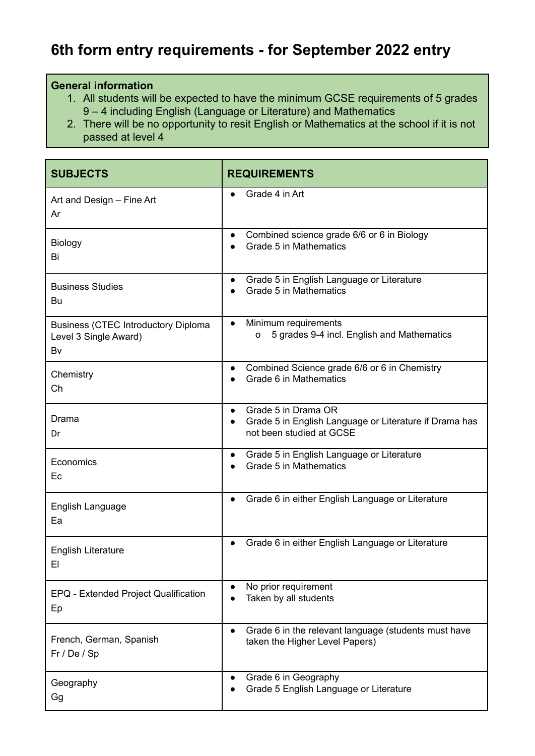# 6th form entry requirements - for September 2022 entry

**General information**

1. All students will be expected to have the minimum GCSE requirements of 5 grades 9 – 4 including English (Language or Literature) and Mathematics
2. There will be no opportunity to resit English or Mathematics at the school if it is not passed at level 4

| SUBJECTS | REQUIREMENTS |
| --- | --- |
| Art and Design – Fine Art<br>Ar | • Grade 4 in Art |
| Biology<br>Bi | • Combined science grade 6/6 or 6 in Biology<br>• Grade 5 in Mathematics |
| Business Studies<br>Bu | • Grade 5 in English Language or Literature<br>• Grade 5 in Mathematics |
| Business (CTEC Introductory Diploma Level 3 Single Award)<br>Bv | • Minimum requirements<br>  o 5 grades 9-4 incl. English and Mathematics |
| Chemistry<br>Ch | • Combined Science grade 6/6 or 6 in Chemistry<br>• Grade 6 in Mathematics |
| Drama<br>Dr | • Grade 5 in Drama OR<br>• Grade 5 in English Language or Literature if Drama has not been studied at GCSE |
| Economics<br>Ec | • Grade 5 in English Language or Literature<br>• Grade 5 in Mathematics |
| English Language<br>Ea | • Grade 6 in either English Language or Literature |
| English Literature<br>El | • Grade 6 in either English Language or Literature |
| EPQ - Extended Project Qualification<br>Ep | • No prior requirement<br>• Taken by all students |
| French, German, Spanish<br>Fr / De / Sp | • Grade 6 in the relevant language (students must have taken the Higher Level Papers) |
| Geography<br>Gg | • Grade 6 in Geography<br>• Grade 5 English Language or Literature |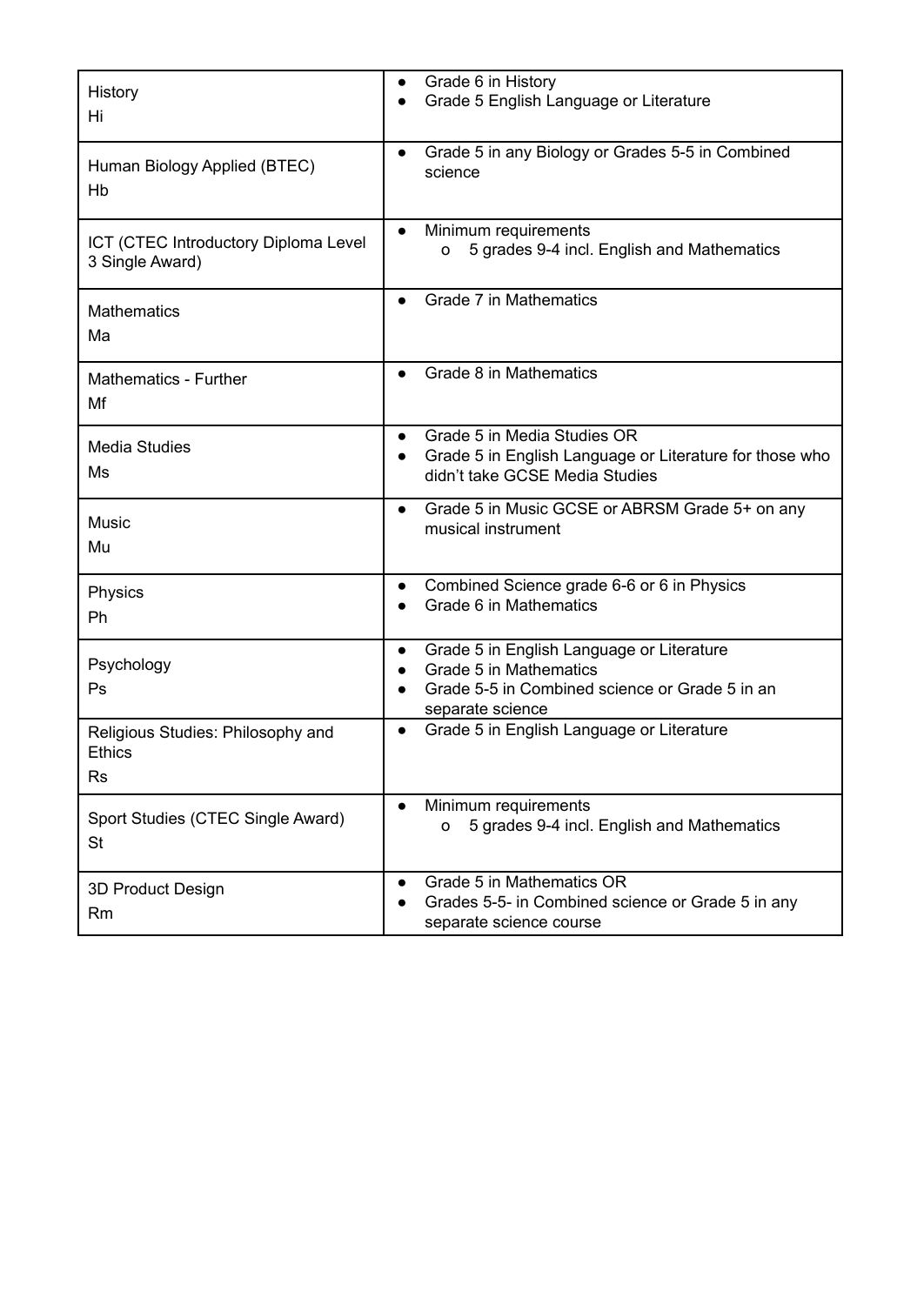| | |
|---|---|
| History<br>Hi | • Grade 6 in History<br>• Grade 5 English Language or Literature |
| Human Biology Applied (BTEC)<br>Hb | • Grade 5 in any Biology or Grades 5-5 in Combined science |
| ICT (CTEC Introductory Diploma Level 3 Single Award) | • Minimum requirements<br>  o 5 grades 9-4 incl. English and Mathematics |
| Mathematics<br>Ma | • Grade 7 in Mathematics |
| Mathematics - Further<br>Mf | • Grade 8 in Mathematics |
| Media Studies<br>Ms | • Grade 5 in Media Studies OR<br>• Grade 5 in English Language or Literature for those who didn't take GCSE Media Studies |
| Music<br>Mu | • Grade 5 in Music GCSE or ABRSM Grade 5+ on any musical instrument |
| Physics<br>Ph | • Combined Science grade 6-6 or 6 in Physics<br>• Grade 6 in Mathematics |
| Psychology<br>Ps | • Grade 5 in English Language or Literature<br>• Grade 5 in Mathematics<br>• Grade 5-5 in Combined science or Grade 5 in an separate science |
| Religious Studies: Philosophy and Ethics<br>Rs | • Grade 5 in English Language or Literature |
| Sport Studies (CTEC Single Award)<br>St | • Minimum requirements<br>  o 5 grades 9-4 incl. English and Mathematics |
| 3D Product Design<br>Rm | • Grade 5 in Mathematics OR<br>• Grades 5-5- in Combined science or Grade 5 in any separate science course |